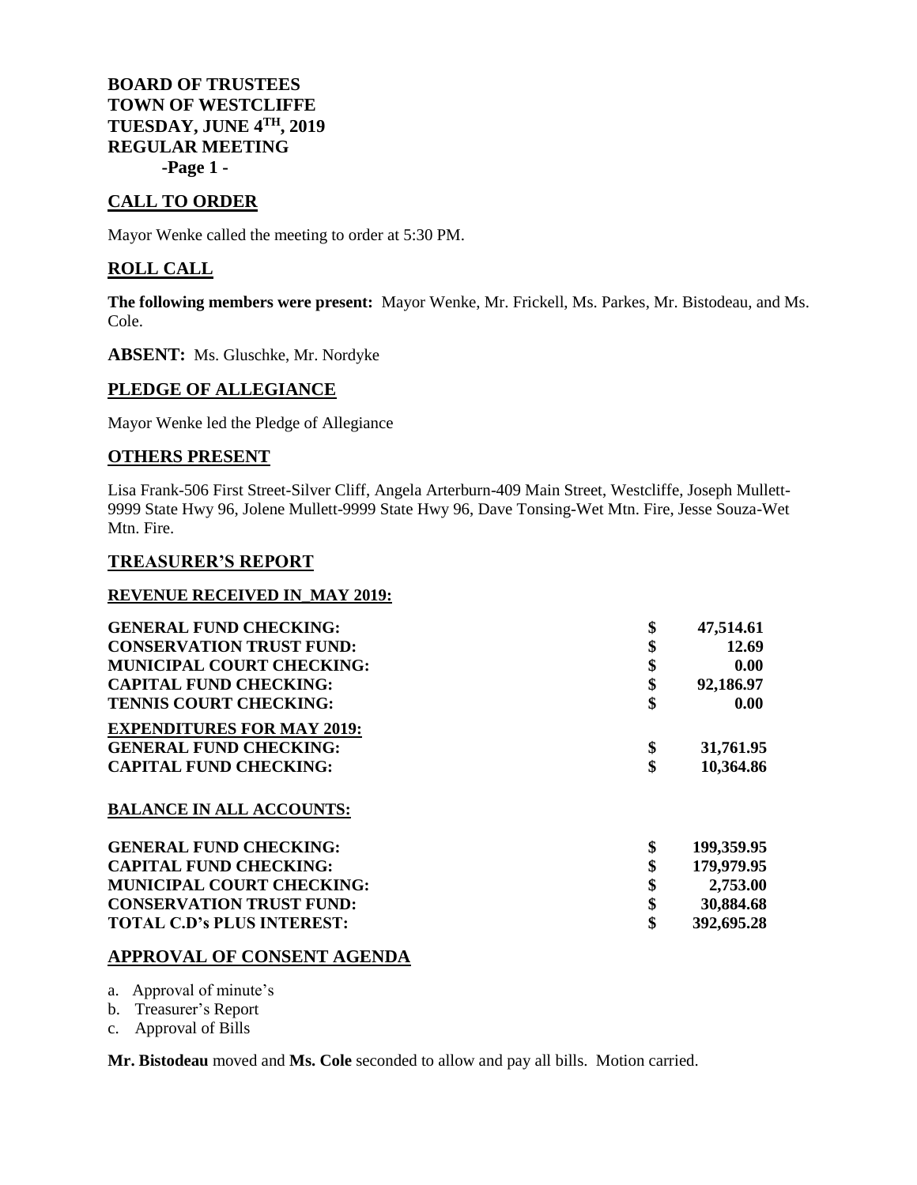**BOARD OF TRUSTEES**
**TOWN OF WESTCLIFFE**
**TUESDAY, JUNE 4TH, 2019**
**REGULAR MEETING**

## CALL TO ORDER

Mayor Wenke called the meeting to order at 5:30 PM.

## ROLL CALL

**The following members were present:** Mayor Wenke, Mr. Frickell, Ms. Parkes, Mr. Bistodeau, and Ms. Cole.

**ABSENT:** Ms. Gluschke, Mr. Nordyke

## PLEDGE OF ALLEGIANCE

Mayor Wenke led the Pledge of Allegiance

## OTHERS PRESENT

Lisa Frank-506 First Street-Silver Cliff, Angela Arterburn-409 Main Street, Westcliffe, Joseph Mullett-9999 State Hwy 96, Jolene Mullett-9999 State Hwy 96, Dave Tonsing-Wet Mtn. Fire, Jesse Souza-Wet Mtn. Fire.

## TREASURER'S REPORT

**REVENUE RECEIVED IN MAY 2019:**

| | | |
|---|---|---|
| **GENERAL FUND CHECKING:** | **$** | **47,514.61** |
| **CONSERVATION TRUST FUND:** | **$** | **12.69** |
| **MUNICIPAL COURT CHECKING:** | **$** | **0.00** |
| **CAPITAL FUND CHECKING:** | **$** | **92,186.97** |
| **TENNIS COURT CHECKING:** | **$** | **0.00** |

**EXPENDITURES FOR MAY 2019:**

| | | |
|---|---|---|
| **GENERAL FUND CHECKING:** | **$** | **31,761.95** |
| **CAPITAL FUND CHECKING:** | **$** | **10,364.86** |

**BALANCE IN ALL ACCOUNTS:**

| | | |
|---|---|---|
| **GENERAL FUND CHECKING:** | **$** | **199,359.95** |
| **CAPITAL FUND CHECKING:** | **$** | **179,979.95** |
| **MUNICIPAL COURT CHECKING:** | **$** | **2,753.00** |
| **CONSERVATION TRUST FUND:** | **$** | **30,884.68** |
| **TOTAL C.D's PLUS INTEREST:** | **$** | **392,695.28** |

## APPROVAL OF CONSENT AGENDA

a. Approval of minute's
b. Treasurer's Report
c. Approval of Bills

**Mr. Bistodeau** moved and **Ms. Cole** seconded to allow and pay all bills. Motion carried.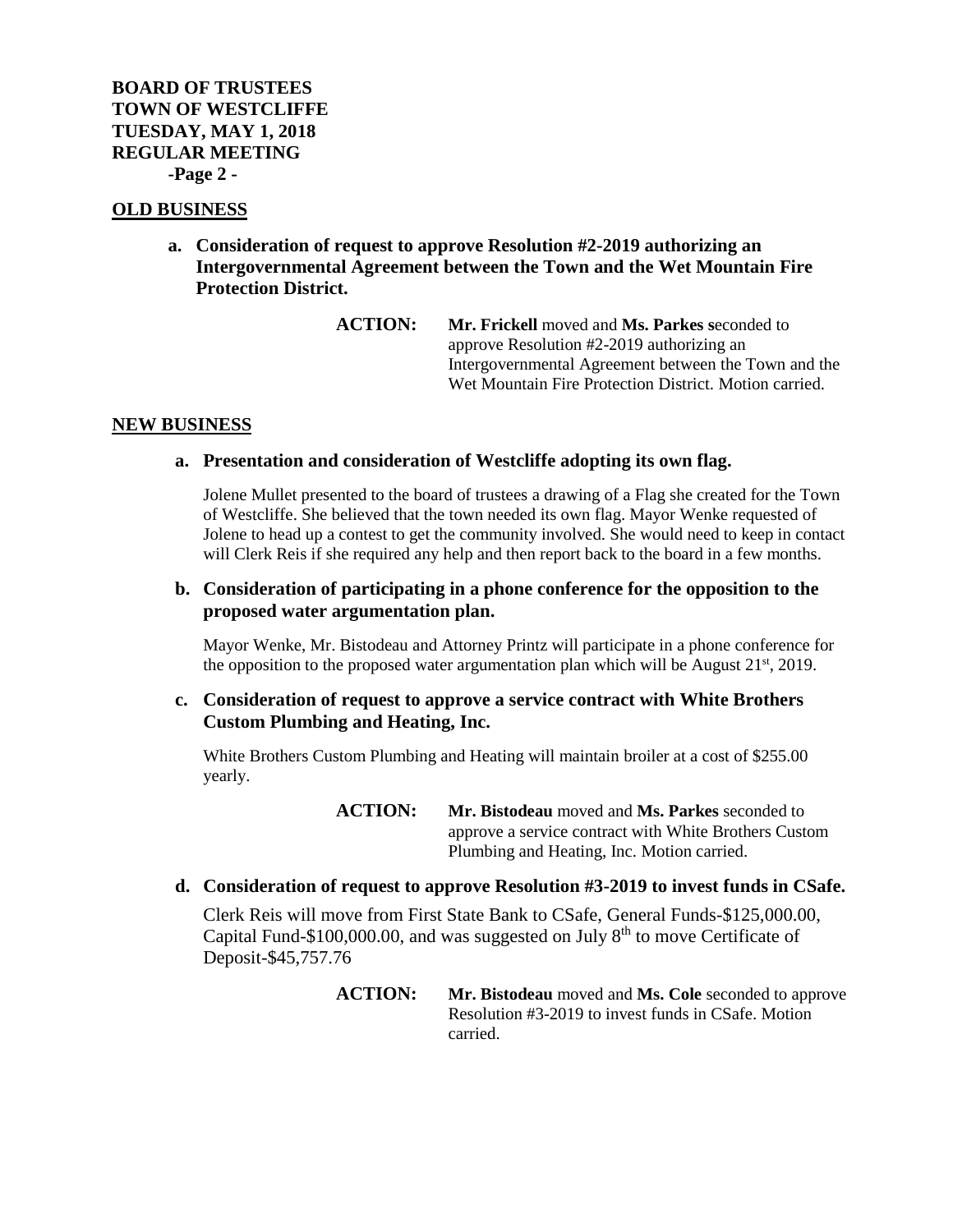**BOARD OF TRUSTEES**
**TOWN OF WESTCLIFFE**
**TUESDAY, MAY 1, 2018**
**REGULAR MEETING**
**-Page 2 -**

## OLD BUSINESS

**a. Consideration of request to approve Resolution #2-2019 authorizing an Intergovernmental Agreement between the Town and the Wet Mountain Fire Protection District.**

> **ACTION:** **Mr. Frickell** moved and **Ms. Parkes s**econded to approve Resolution #2-2019 authorizing an Intergovernmental Agreement between the Town and the Wet Mountain Fire Protection District. Motion carried.

## NEW BUSINESS

**a. Presentation and consideration of Westcliffe adopting its own flag.**

Jolene Mullet presented to the board of trustees a drawing of a Flag she created for the Town of Westcliffe. She believed that the town needed its own flag. Mayor Wenke requested of Jolene to head up a contest to get the community involved. She would need to keep in contact will Clerk Reis if she required any help and then report back to the board in a few months.

**b. Consideration of participating in a phone conference for the opposition to the proposed water argumentation plan.**

Mayor Wenke, Mr. Bistodeau and Attorney Printz will participate in a phone conference for the opposition to the proposed water argumentation plan which will be August 21st, 2019.

**c. Consideration of request to approve a service contract with White Brothers Custom Plumbing and Heating, Inc.**

White Brothers Custom Plumbing and Heating will maintain broiler at a cost of $255.00 yearly.

> **ACTION:** **Mr. Bistodeau** moved and **Ms. Parkes** seconded to approve a service contract with White Brothers Custom Plumbing and Heating, Inc. Motion carried.

**d. Consideration of request to approve Resolution #3-2019 to invest funds in CSafe.**

Clerk Reis will move from First State Bank to CSafe, General Funds-$125,000.00, Capital Fund-$100,000.00, and was suggested on July 8th to move Certificate of Deposit-$45,757.76

> **ACTION:** **Mr. Bistodeau** moved and **Ms. Cole** seconded to approve Resolution #3-2019 to invest funds in CSafe. Motion carried.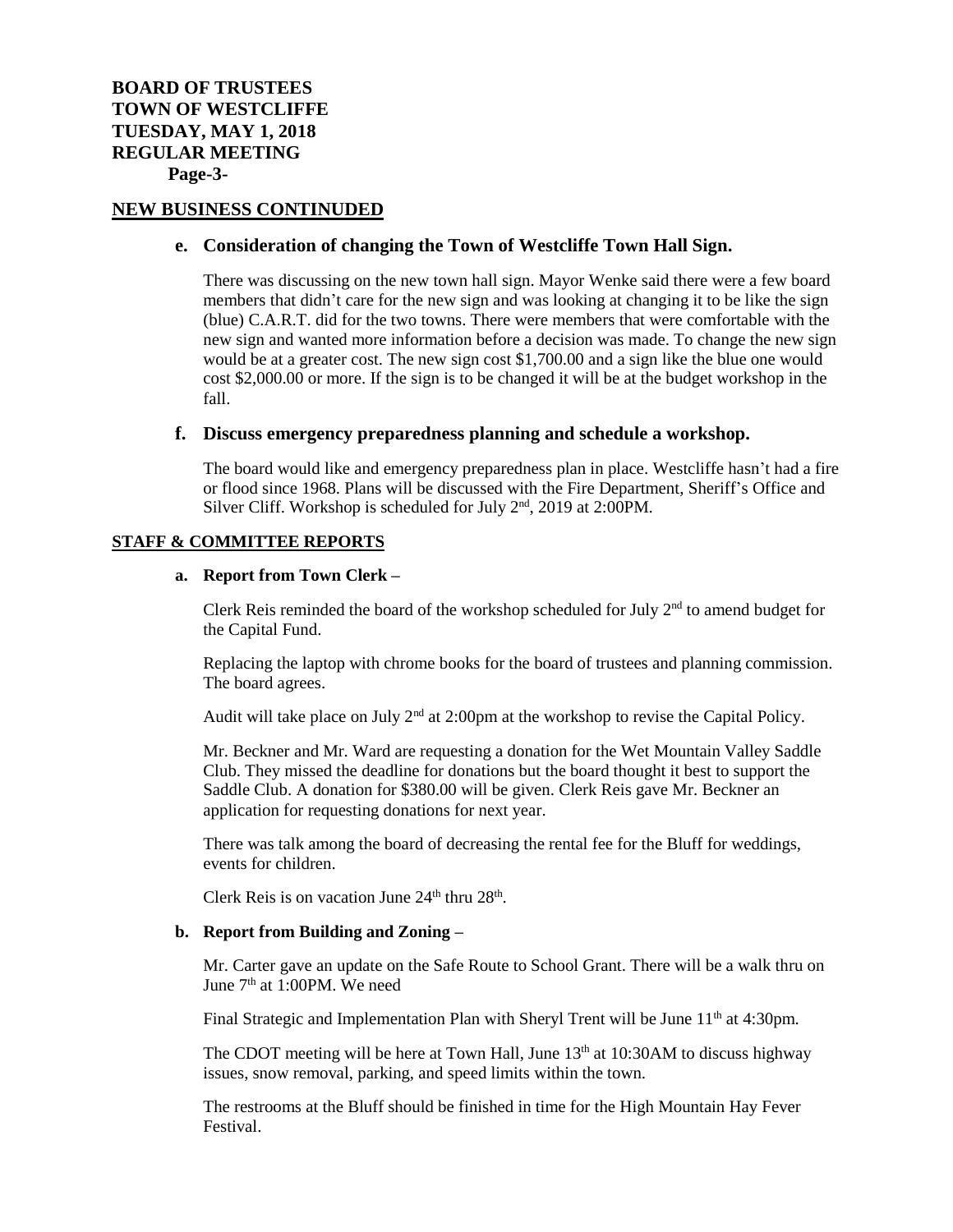**BOARD OF TRUSTEES**
**TOWN OF WESTCLIFFE**
**TUESDAY, MAY 1, 2018**
**REGULAR MEETING**
**Page-3-**

## NEW BUSINESS CONTINUED

### e. Consideration of changing the Town of Westcliffe Town Hall Sign.

There was discussing on the new town hall sign. Mayor Wenke said there were a few board members that didn't care for the new sign and was looking at changing it to be like the sign (blue) C.A.R.T. did for the two towns. There were members that were comfortable with the new sign and wanted more information before a decision was made. To change the new sign would be at a greater cost. The new sign cost $1,700.00 and a sign like the blue one would cost $2,000.00 or more. If the sign is to be changed it will be at the budget workshop in the fall.

### f. Discuss emergency preparedness planning and schedule a workshop.

The board would like and emergency preparedness plan in place. Westcliffe hasn't had a fire or flood since 1968. Plans will be discussed with the Fire Department, Sheriff's Office and Silver Cliff. Workshop is scheduled for July 2nd, 2019 at 2:00PM.

## STAFF & COMMITTEE REPORTS

**a. Report from Town Clerk –**

Clerk Reis reminded the board of the workshop scheduled for July 2nd to amend budget for the Capital Fund.

Replacing the laptop with chrome books for the board of trustees and planning commission. The board agrees.

Audit will take place on July 2nd at 2:00pm at the workshop to revise the Capital Policy.

Mr. Beckner and Mr. Ward are requesting a donation for the Wet Mountain Valley Saddle Club. They missed the deadline for donations but the board thought it best to support the Saddle Club. A donation for $380.00 will be given. Clerk Reis gave Mr. Beckner an application for requesting donations for next year.

There was talk among the board of decreasing the rental fee for the Bluff for weddings, events for children.

Clerk Reis is on vacation June 24th thru 28th.

**b. Report from Building and Zoning –**

Mr. Carter gave an update on the Safe Route to School Grant. There will be a walk thru on June 7th at 1:00PM. We need

Final Strategic and Implementation Plan with Sheryl Trent will be June 11th at 4:30pm.

The CDOT meeting will be here at Town Hall, June 13th at 10:30AM to discuss highway issues, snow removal, parking, and speed limits within the town.

The restrooms at the Bluff should be finished in time for the High Mountain Hay Fever Festival.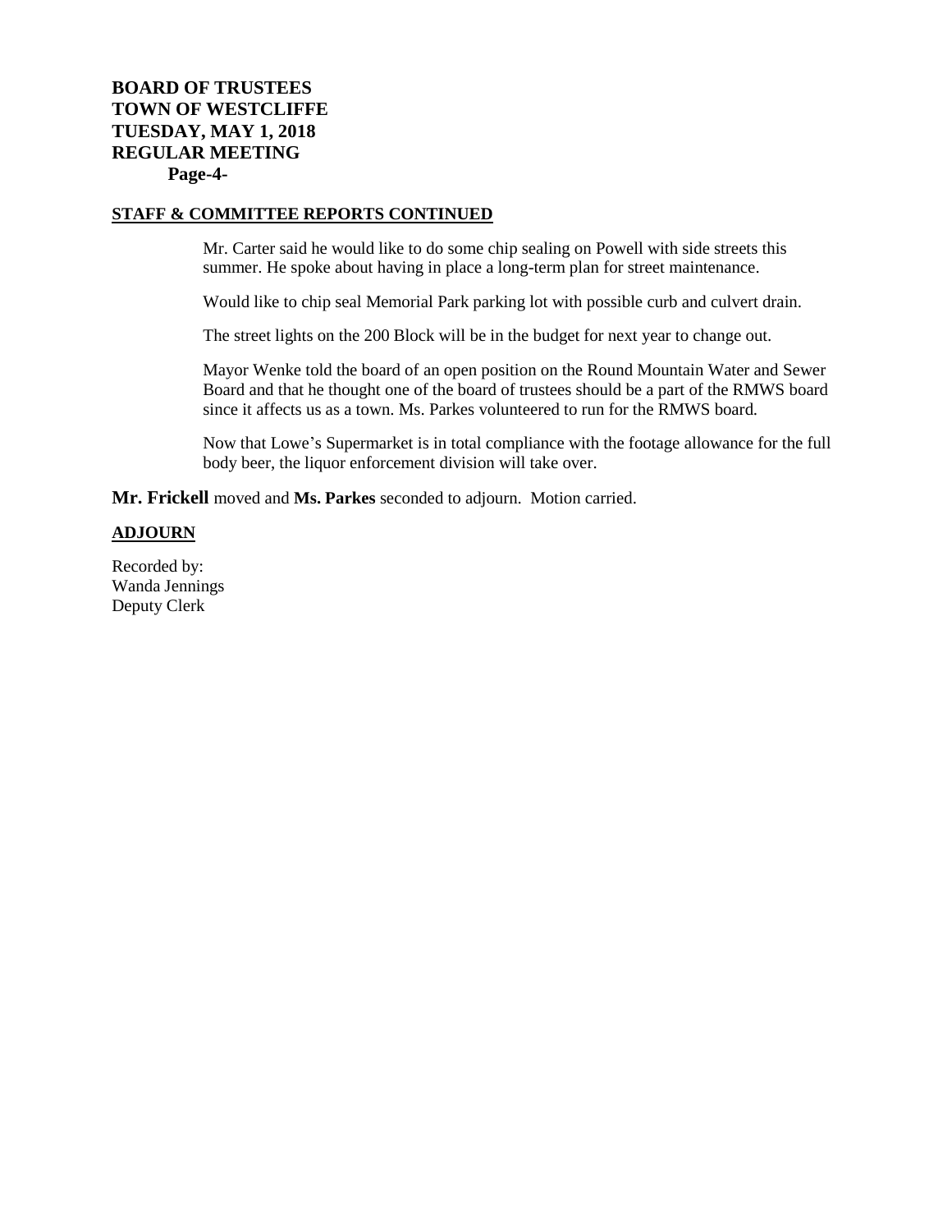## STAFF & COMMITTEE REPORTS CONTINUED

Mr. Carter said he would like to do some chip sealing on Powell with side streets this summer. He spoke about having in place a long-term plan for street maintenance.

Would like to chip seal Memorial Park parking lot with possible curb and culvert drain.

The street lights on the 200 Block will be in the budget for next year to change out.

Mayor Wenke told the board of an open position on the Round Mountain Water and Sewer Board and that he thought one of the board of trustees should be a part of the RMWS board since it affects us as a town. Ms. Parkes volunteered to run for the RMWS board.

Now that Lowe's Supermarket is in total compliance with the footage allowance for the full body beer, the liquor enforcement division will take over.

**Mr. Frickell** moved and **Ms. Parkes** seconded to adjourn. Motion carried.

## ADJOURN

Recorded by:
Wanda Jennings
Deputy Clerk